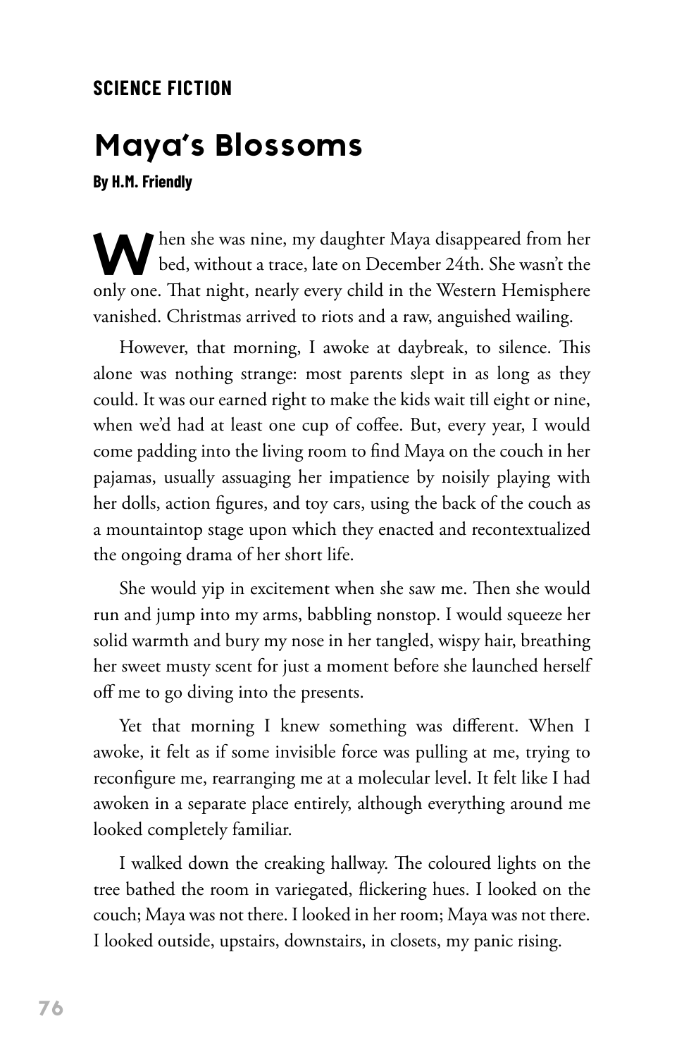**SCIENCE FICTION**

# Maya's Blossoms

**By H.M. Friendly**

When she was nine, my daughter Maya disappeared from her bed, without a trace, late on December 24th. She wasn't the only one. That night, nearly every child in the Western Hemisphere vanished. Christmas arrived to riots and a raw, anguished wailing.

However, that morning, I awoke at daybreak, to silence. This alone was nothing strange: most parents slept in as long as they could. It was our earned right to make the kids wait till eight or nine, when we'd had at least one cup of coffee. But, every year, I would come padding into the living room to find Maya on the couch in her pajamas, usually assuaging her impatience by noisily playing with her dolls, action figures, and toy cars, using the back of the couch as a mountaintop stage upon which they enacted and recontextualized the ongoing drama of her short life.

She would yip in excitement when she saw me. Then she would run and jump into my arms, babbling nonstop. I would squeeze her solid warmth and bury my nose in her tangled, wispy hair, breathing her sweet musty scent for just a moment before she launched herself off me to go diving into the presents.

Yet that morning I knew something was different. When I awoke, it felt as if some invisible force was pulling at me, trying to reconfigure me, rearranging me at a molecular level. It felt like I had awoken in a separate place entirely, although everything around me looked completely familiar.

I walked down the creaking hallway. The coloured lights on the tree bathed the room in variegated, flickering hues. I looked on the couch; Maya was not there. I looked in her room; Maya was not there. I looked outside, upstairs, downstairs, in closets, my panic rising.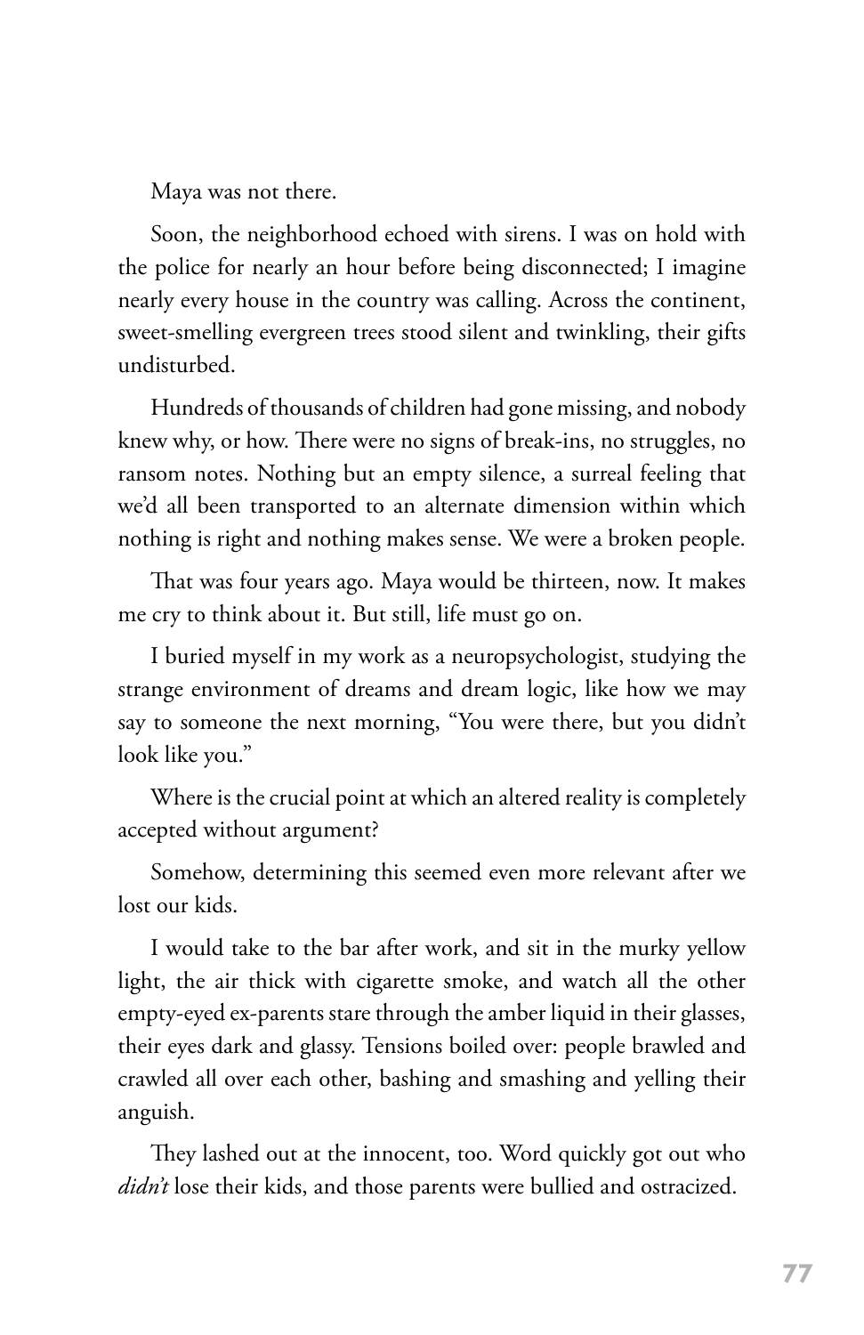Maya was not there.

Soon, the neighborhood echoed with sirens. I was on hold with the police for nearly an hour before being disconnected; I imagine nearly every house in the country was calling. Across the continent, sweet-smelling evergreen trees stood silent and twinkling, their gifts undisturbed.

Hundreds of thousands of children had gone missing, and nobody knew why, or how. There were no signs of break-ins, no struggles, no ransom notes. Nothing but an empty silence, a surreal feeling that we'd all been transported to an alternate dimension within which nothing is right and nothing makes sense. We were a broken people.

That was four years ago. Maya would be thirteen, now. It makes me cry to think about it. But still, life must go on.

I buried myself in my work as a neuropsychologist, studying the strange environment of dreams and dream logic, like how we may say to someone the next morning, "You were there, but you didn't look like you."

Where is the crucial point at which an altered reality is completely accepted without argument?

Somehow, determining this seemed even more relevant after we lost our kids.

I would take to the bar after work, and sit in the murky yellow light, the air thick with cigarette smoke, and watch all the other empty-eyed ex-parents stare through the amber liquid in their glasses, their eyes dark and glassy. Tensions boiled over: people brawled and crawled all over each other, bashing and smashing and yelling their anguish.

They lashed out at the innocent, too. Word quickly got out who *didn't* lose their kids, and those parents were bullied and ostracized.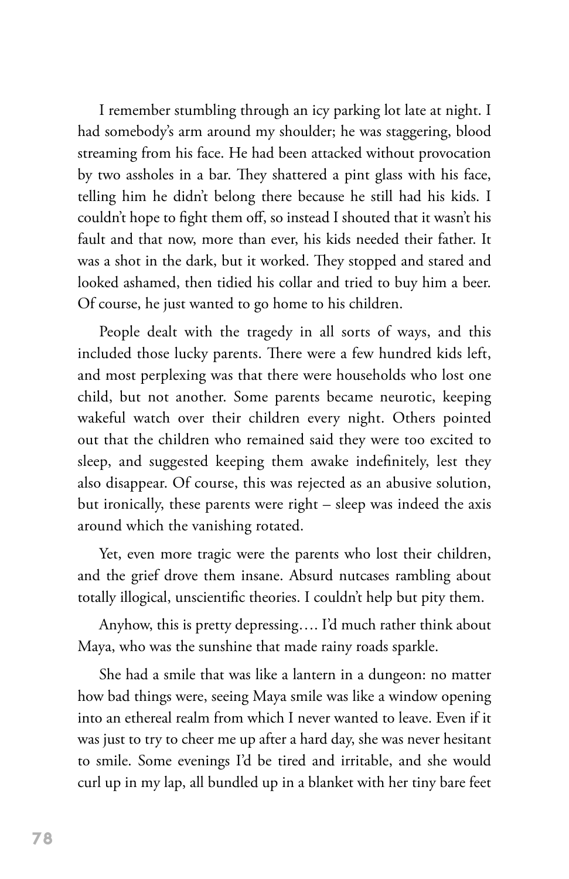I remember stumbling through an icy parking lot late at night. I had somebody's arm around my shoulder; he was staggering, blood streaming from his face. He had been attacked without provocation by two assholes in a bar. They shattered a pint glass with his face, telling him he didn't belong there because he still had his kids. I couldn't hope to fight them off, so instead I shouted that it wasn't his fault and that now, more than ever, his kids needed their father. It was a shot in the dark, but it worked. They stopped and stared and looked ashamed, then tidied his collar and tried to buy him a beer. Of course, he just wanted to go home to his children.

People dealt with the tragedy in all sorts of ways, and this included those lucky parents. There were a few hundred kids left, and most perplexing was that there were households who lost one child, but not another. Some parents became neurotic, keeping wakeful watch over their children every night. Others pointed out that the children who remained said they were too excited to sleep, and suggested keeping them awake indefinitely, lest they also disappear. Of course, this was rejected as an abusive solution, but ironically, these parents were right – sleep was indeed the axis around which the vanishing rotated.

Yet, even more tragic were the parents who lost their children, and the grief drove them insane. Absurd nutcases rambling about totally illogical, unscientific theories. I couldn't help but pity them.

Anyhow, this is pretty depressing…. I'd much rather think about Maya, who was the sunshine that made rainy roads sparkle.

She had a smile that was like a lantern in a dungeon: no matter how bad things were, seeing Maya smile was like a window opening into an ethereal realm from which I never wanted to leave. Even if it was just to try to cheer me up after a hard day, she was never hesitant to smile. Some evenings I'd be tired and irritable, and she would curl up in my lap, all bundled up in a blanket with her tiny bare feet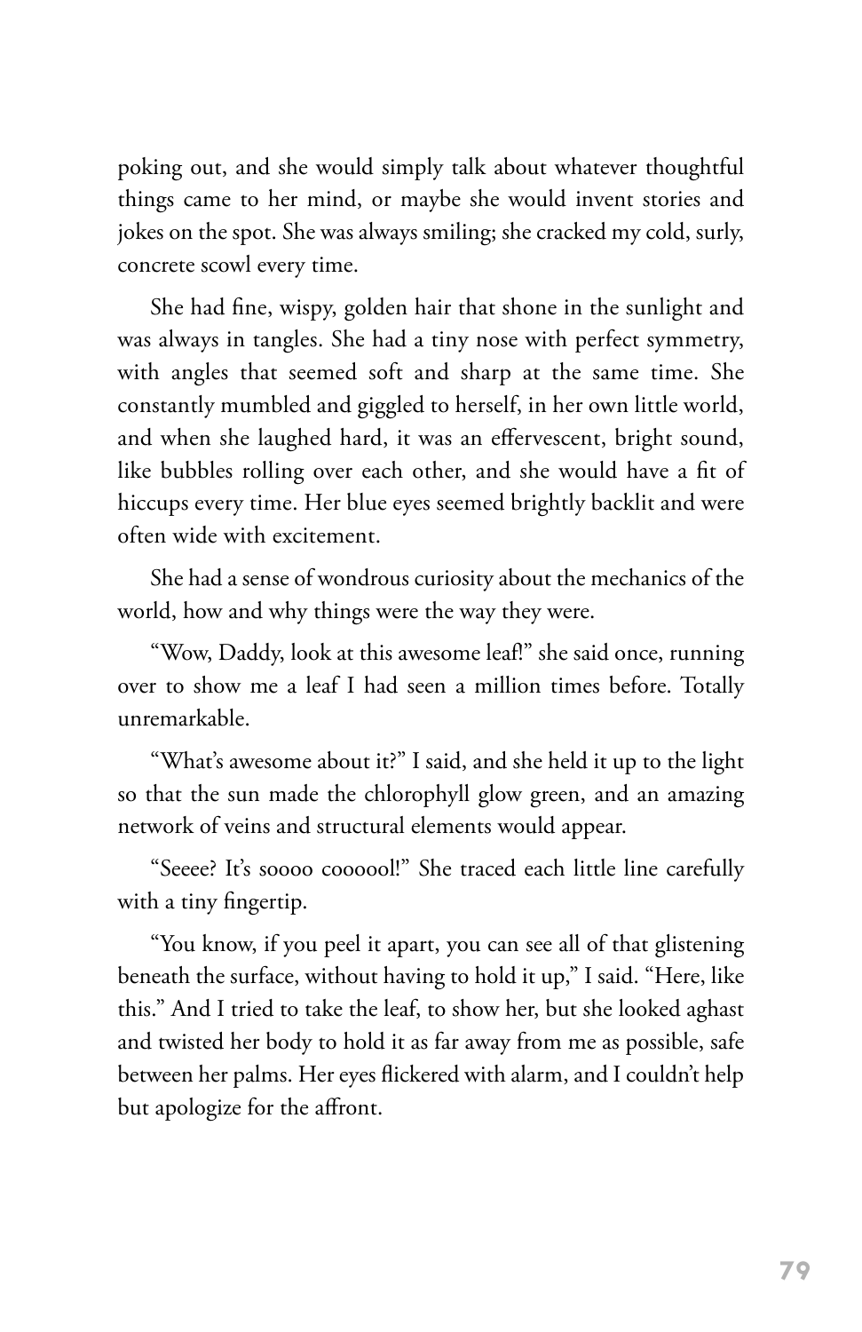poking out, and she would simply talk about whatever thoughtful things came to her mind, or maybe she would invent stories and jokes on the spot. She was always smiling; she cracked my cold, surly, concrete scowl every time.

She had fine, wispy, golden hair that shone in the sunlight and was always in tangles. She had a tiny nose with perfect symmetry, with angles that seemed soft and sharp at the same time. She constantly mumbled and giggled to herself, in her own little world, and when she laughed hard, it was an effervescent, bright sound, like bubbles rolling over each other, and she would have a fit of hiccups every time. Her blue eyes seemed brightly backlit and were often wide with excitement.

She had a sense of wondrous curiosity about the mechanics of the world, how and why things were the way they were.

"Wow, Daddy, look at this awesome leaf!" she said once, running over to show me a leaf I had seen a million times before. Totally unremarkable.

"What's awesome about it?" I said, and she held it up to the light so that the sun made the chlorophyll glow green, and an amazing network of veins and structural elements would appear.

"Seeee? It's soooo coooool!" She traced each little line carefully with a tiny fingertip.

"You know, if you peel it apart, you can see all of that glistening beneath the surface, without having to hold it up," I said. "Here, like this." And I tried to take the leaf, to show her, but she looked aghast and twisted her body to hold it as far away from me as possible, safe between her palms. Her eyes flickered with alarm, and I couldn't help but apologize for the affront.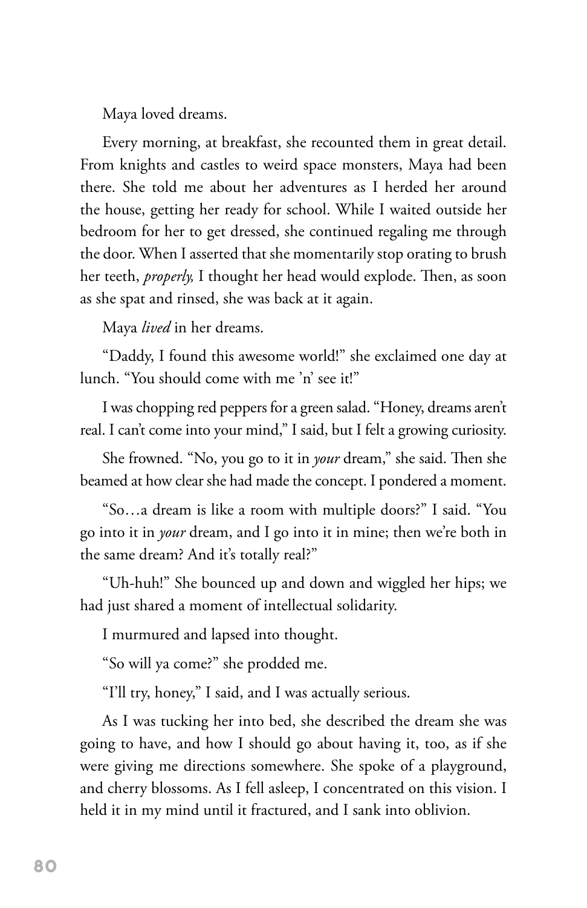Maya loved dreams.

Every morning, at breakfast, she recounted them in great detail. From knights and castles to weird space monsters, Maya had been there. She told me about her adventures as I herded her around the house, getting her ready for school. While I waited outside her bedroom for her to get dressed, she continued regaling me through the door. When I asserted that she momentarily stop orating to brush her teeth, *properly,* I thought her head would explode. Then, as soon as she spat and rinsed, she was back at it again.

Maya *lived* in her dreams.

"Daddy, I found this awesome world!" she exclaimed one day at lunch. "You should come with me 'n' see it!"

I was chopping red peppers for a green salad. "Honey, dreams aren't real. I can't come into your mind," I said, but I felt a growing curiosity.

She frowned. "No, you go to it in *your* dream," she said. Then she beamed at how clear she had made the concept. I pondered a moment.

"So…a dream is like a room with multiple doors?" I said. "You go into it in *your* dream, and I go into it in mine; then we're both in the same dream? And it's totally real?"

"Uh-huh!" She bounced up and down and wiggled her hips; we had just shared a moment of intellectual solidarity.

I murmured and lapsed into thought.

"So will ya come?" she prodded me.

"I'll try, honey," I said, and I was actually serious.

As I was tucking her into bed, she described the dream she was going to have, and how I should go about having it, too, as if she were giving me directions somewhere. She spoke of a playground, and cherry blossoms. As I fell asleep, I concentrated on this vision. I held it in my mind until it fractured, and I sank into oblivion.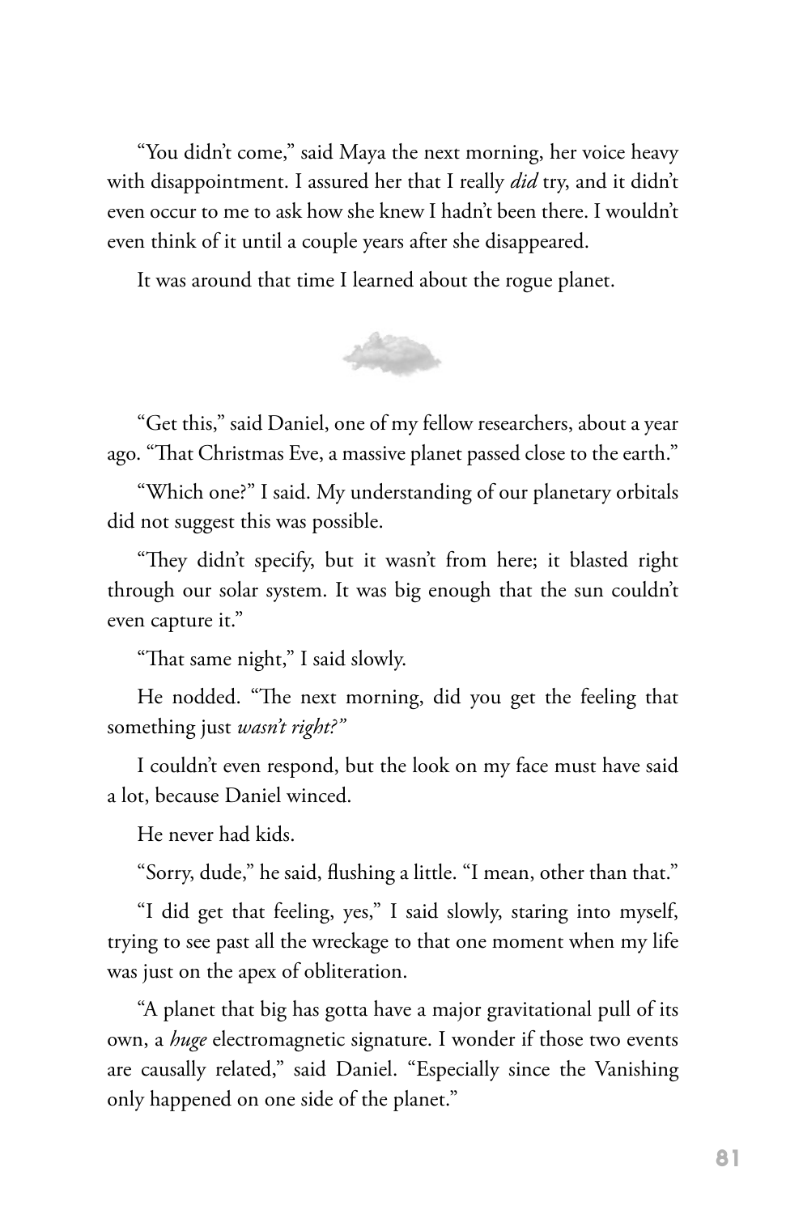"You didn't come," said Maya the next morning, her voice heavy with disappointment. I assured her that I really *did* try, and it didn't even occur to me to ask how she knew I hadn't been there. I wouldn't even think of it until a couple years after she disappeared.

It was around that time I learned about the rogue planet.

"Get this," said Daniel, one of my fellow researchers, about a year ago. "That Christmas Eve, a massive planet passed close to the earth."

"Which one?" I said. My understanding of our planetary orbitals did not suggest this was possible.

"They didn't specify, but it wasn't from here; it blasted right through our solar system. It was big enough that the sun couldn't even capture it."

"That same night," I said slowly.

He nodded. "The next morning, did you get the feeling that something just *wasn't right?"*

I couldn't even respond, but the look on my face must have said a lot, because Daniel winced.

He never had kids.

"Sorry, dude," he said, flushing a little. "I mean, other than that."

"I did get that feeling, yes," I said slowly, staring into myself, trying to see past all the wreckage to that one moment when my life was just on the apex of obliteration.

"A planet that big has gotta have a major gravitational pull of its own, a *huge* electromagnetic signature. I wonder if those two events are causally related," said Daniel. "Especially since the Vanishing only happened on one side of the planet."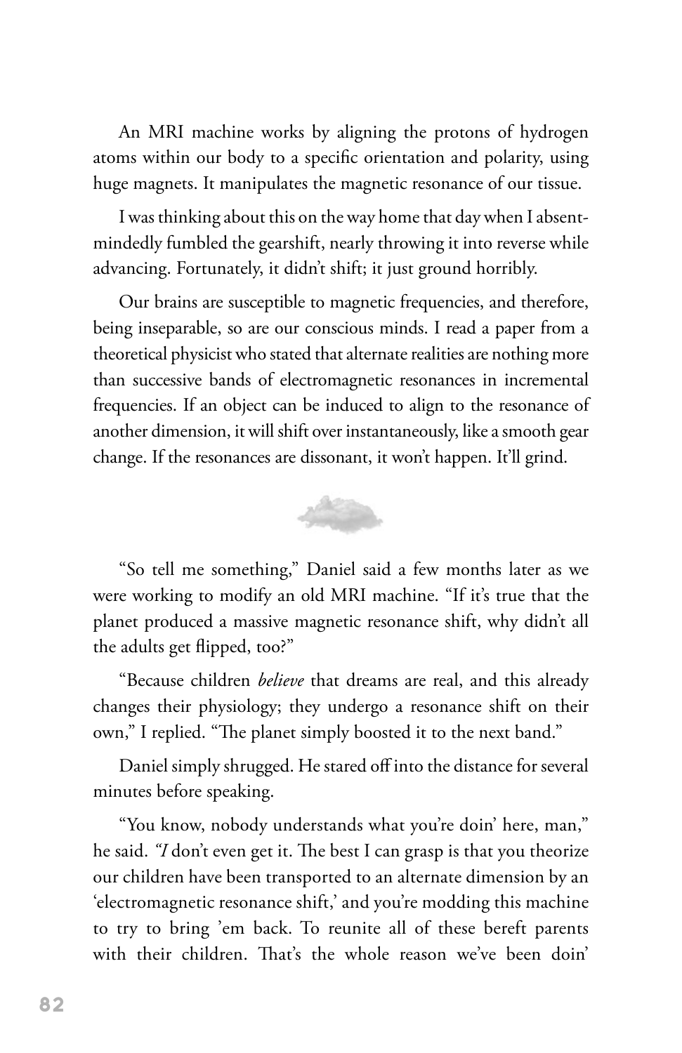An MRI machine works by aligning the protons of hydrogen atoms within our body to a specific orientation and polarity, using huge magnets. It manipulates the magnetic resonance of our tissue.

I was thinking about this on the way home that day when I absent-mindedly fumbled the gearshift, nearly throwing it into reverse while advancing. Fortunately, it didn't shift; it just ground horribly.

Our brains are susceptible to magnetic frequencies, and therefore, being inseparable, so are our conscious minds. I read a paper from a theoretical physicist who stated that alternate realities are nothing more than successive bands of electromagnetic resonances in incremental frequencies. If an object can be induced to align to the resonance of another dimension, it will shift over instantaneously, like a smooth gear change. If the resonances are dissonant, it won't happen. It'll grind.

"So tell me something," Daniel said a few months later as we were working to modify an old MRI machine. "If it's true that the planet produced a massive magnetic resonance shift, why didn't all the adults get flipped, too?"

"Because children *believe* that dreams are real, and this already changes their physiology; they undergo a resonance shift on their own," I replied. "The planet simply boosted it to the next band."

Daniel simply shrugged. He stared off into the distance for several minutes before speaking.

"You know, nobody understands what you're doin' here, man," he said. *"I* don't even get it. The best I can grasp is that you theorize our children have been transported to an alternate dimension by an 'electromagnetic resonance shift,' and you're modding this machine to try to bring 'em back. To reunite all of these bereft parents with their children. That's the whole reason we've been doin'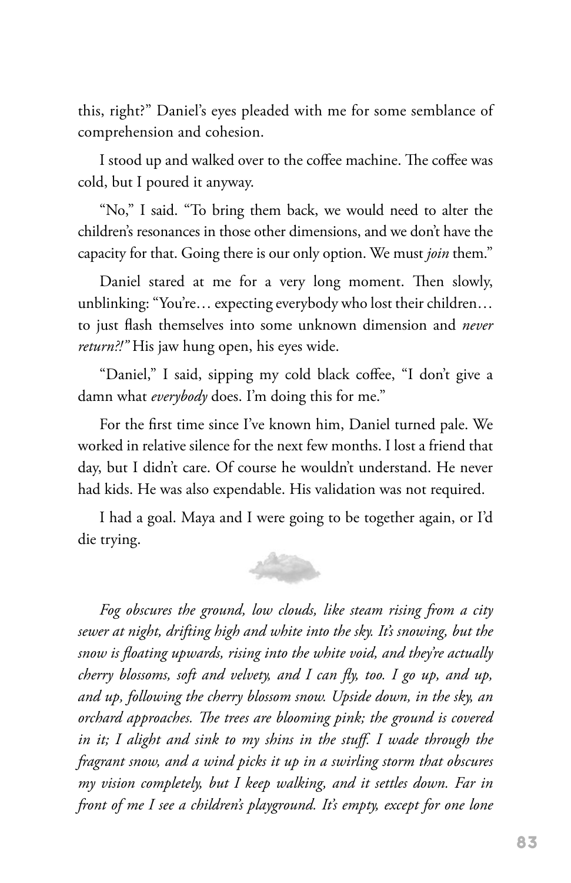this, right?" Daniel's eyes pleaded with me for some semblance of comprehension and cohesion.

I stood up and walked over to the coffee machine. The coffee was cold, but I poured it anyway.

"No," I said. "To bring them back, we would need to alter the children's resonances in those other dimensions, and we don't have the capacity for that. Going there is our only option. We must *join* them."

Daniel stared at me for a very long moment. Then slowly, unblinking: "You're… expecting everybody who lost their children… to just flash themselves into some unknown dimension and *never return?!"* His jaw hung open, his eyes wide.

"Daniel," I said, sipping my cold black coffee, "I don't give a damn what *everybody* does. I'm doing this for me."

For the first time since I've known him, Daniel turned pale. We worked in relative silence for the next few months. I lost a friend that day, but I didn't care. Of course he wouldn't understand. He never had kids. He was also expendable. His validation was not required.

I had a goal. Maya and I were going to be together again, or I'd die trying.

*Fog obscures the ground, low clouds, like steam rising from a city sewer at night, drifting high and white into the sky. It's snowing, but the snow is floating upwards, rising into the white void, and they're actually cherry blossoms, soft and velvety, and I can fly, too. I go up, and up, and up, following the cherry blossom snow. Upside down, in the sky, an orchard approaches. The trees are blooming pink; the ground is covered in it; I alight and sink to my shins in the stuff. I wade through the fragrant snow, and a wind picks it up in a swirling storm that obscures my vision completely, but I keep walking, and it settles down. Far in front of me I see a children's playground. It's empty, except for one lone*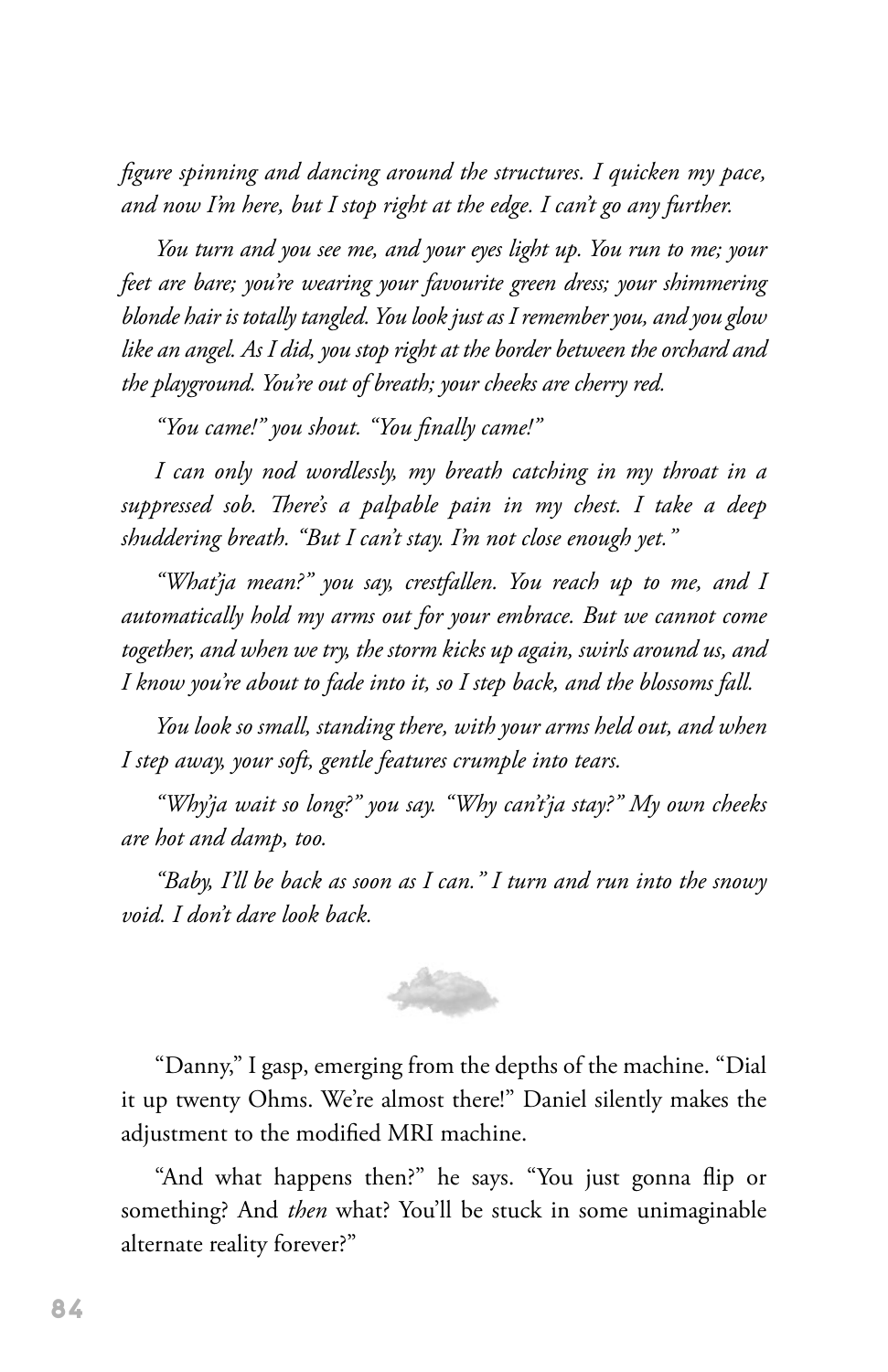*figure spinning and dancing around the structures. I quicken my pace, and now I'm here, but I stop right at the edge. I can't go any further.*

*You turn and you see me, and your eyes light up. You run to me; your feet are bare; you're wearing your favourite green dress; your shimmering blonde hair is totally tangled. You look just as I remember you, and you glow like an angel. As I did, you stop right at the border between the orchard and the playground. You're out of breath; your cheeks are cherry red.*

*"You came!" you shout. "You finally came!"*

*I can only nod wordlessly, my breath catching in my throat in a suppressed sob. There's a palpable pain in my chest. I take a deep shuddering breath. "But I can't stay. I'm not close enough yet."*

*"What'ja mean?" you say, crestfallen. You reach up to me, and I automatically hold my arms out for your embrace. But we cannot come together, and when we try, the storm kicks up again, swirls around us, and I know you're about to fade into it, so I step back, and the blossoms fall.*

*You look so small, standing there, with your arms held out, and when I step away, your soft, gentle features crumple into tears.*

*"Why'ja wait so long?" you say. "Why can't'ja stay?" My own cheeks are hot and damp, too.*

*"Baby, I'll be back as soon as I can." I turn and run into the snowy void. I don't dare look back.*

"Danny," I gasp, emerging from the depths of the machine. "Dial it up twenty Ohms. We're almost there!" Daniel silently makes the adjustment to the modified MRI machine.

"And what happens then?" he says. "You just gonna flip or something? And *then* what? You'll be stuck in some unimaginable alternate reality forever?"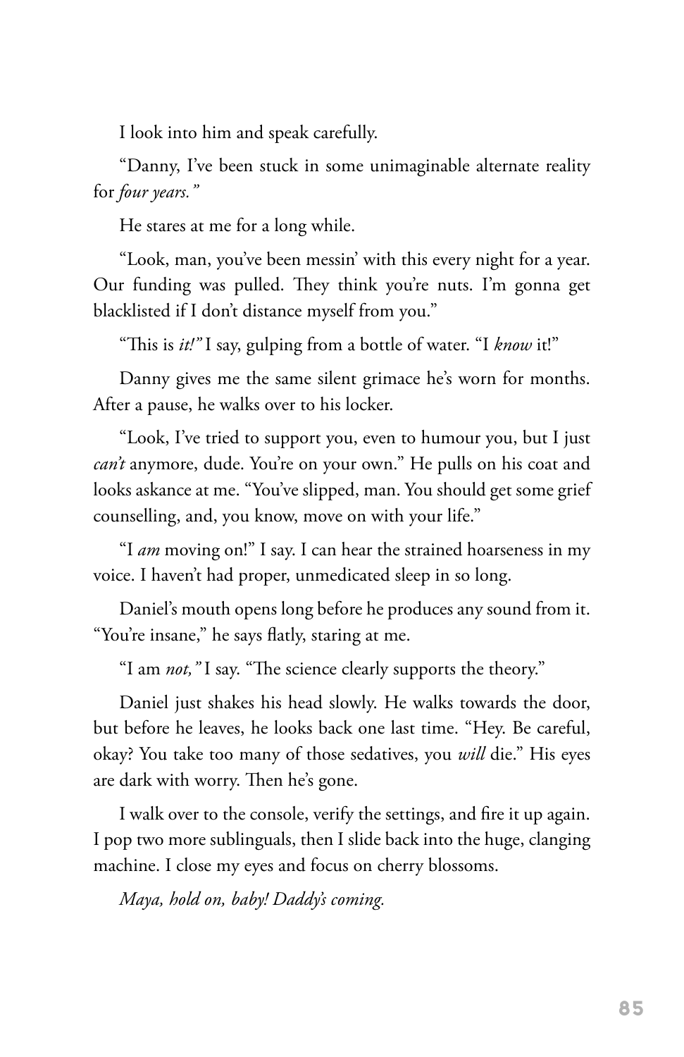I look into him and speak carefully.

"Danny, I've been stuck in some unimaginable alternate reality for *four years."*

He stares at me for a long while.

"Look, man, you've been messin' with this every night for a year. Our funding was pulled. They think you're nuts. I'm gonna get blacklisted if I don't distance myself from you."

"This is *it!"* I say, gulping from a bottle of water. "I *know* it!"

Danny gives me the same silent grimace he's worn for months. After a pause, he walks over to his locker.

"Look, I've tried to support you, even to humour you, but I just *can't* anymore, dude. You're on your own." He pulls on his coat and looks askance at me. "You've slipped, man. You should get some grief counselling, and, you know, move on with your life."

"I *am* moving on!" I say. I can hear the strained hoarseness in my voice. I haven't had proper, unmedicated sleep in so long.

Daniel's mouth opens long before he produces any sound from it. "You're insane," he says flatly, staring at me.

"I am *not,"* I say. "The science clearly supports the theory."

Daniel just shakes his head slowly. He walks towards the door, but before he leaves, he looks back one last time. "Hey. Be careful, okay? You take too many of those sedatives, you *will* die." His eyes are dark with worry. Then he's gone.

I walk over to the console, verify the settings, and fire it up again. I pop two more sublinguals, then I slide back into the huge, clanging machine. I close my eyes and focus on cherry blossoms.

*Maya, hold on, baby! Daddy's coming.*